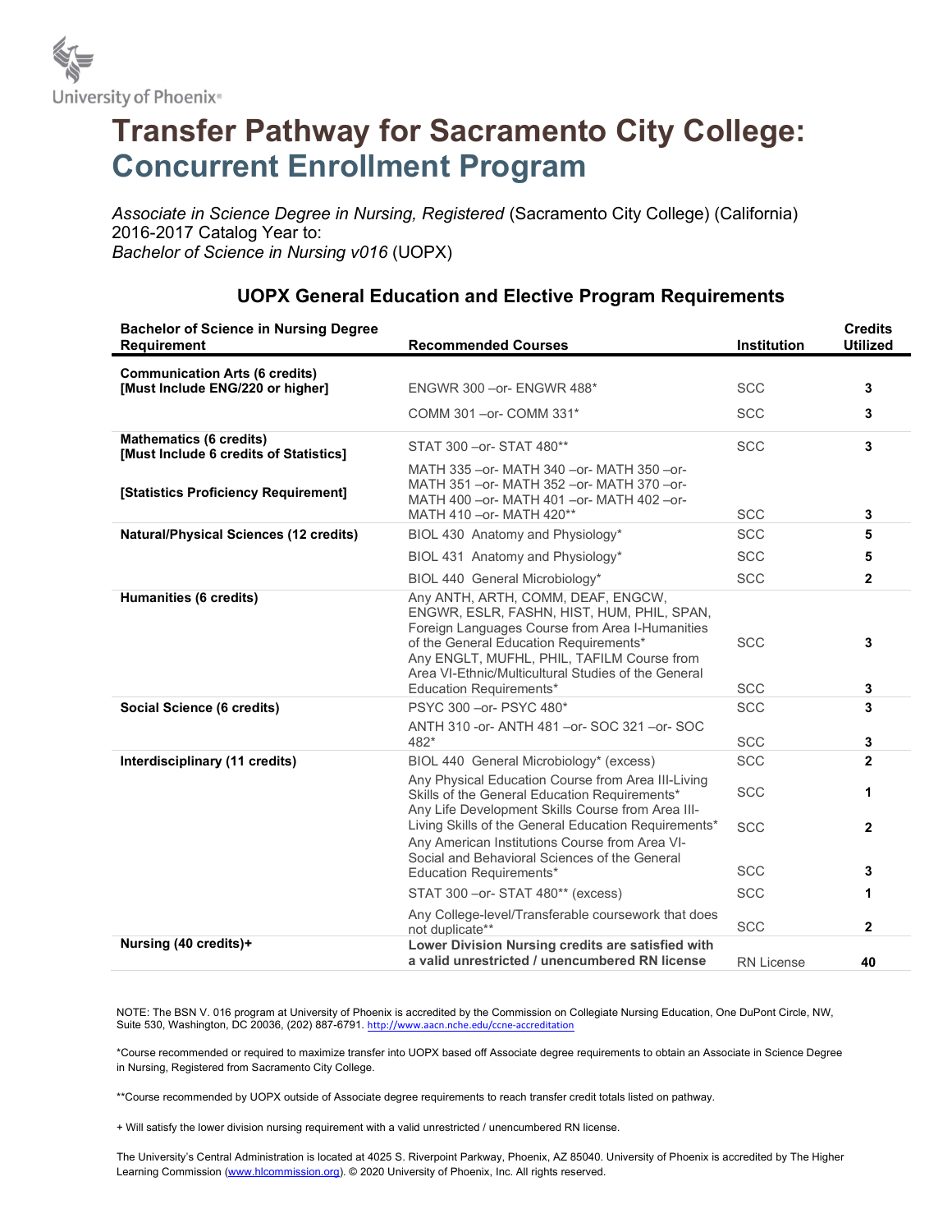University of Phoenix®

# Transfer Pathway for Sacramento City College: Concurrent Enrollment Program

*Associate in Science Degree in Nursing, Registered* (Sacramento City College) (California) 2016-2017 Catalog Year to:
*Bachelor of Science in Nursing v016* (UOPX)

## UOPX General Education and Elective Program Requirements

| Bachelor of Science in Nursing Degree Requirement | Recommended Courses | Institution | Credits Utilized |
|---|---|---|---|
| **Communication Arts (6 credits) [Must Include ENG/220 or higher]** | ENGWR 300 –or- ENGWR 488* | SCC | **3** |
| | COMM 301 –or- COMM 331* | SCC | **3** |
| **Mathematics (6 credits) [Must Include 6 credits of Statistics]** | STAT 300 –or- STAT 480** | SCC | **3** |
| **[Statistics Proficiency Requirement]** | MATH 335 –or- MATH 340 –or- MATH 350 –or- MATH 351 –or- MATH 352 –or- MATH 370 –or- MATH 400 –or- MATH 401 –or- MATH 402 –or- MATH 410 –or- MATH 420** | SCC | **3** |
| **Natural/Physical Sciences (12 credits)** | BIOL 430 Anatomy and Physiology* | SCC | **5** |
| | BIOL 431 Anatomy and Physiology* | SCC | **5** |
| | BIOL 440 General Microbiology* | SCC | **2** |
| **Humanities (6 credits)** | Any ANTH, ARTH, COMM, DEAF, ENGCW, ENGWR, ESLR, FASHN, HIST, HUM, PHIL, SPAN, Foreign Languages Course from Area I-Humanities of the General Education Requirements* | SCC | **3** |
| | Any ENGLT, MUFHL, PHIL, TAFILM Course from Area VI-Ethnic/Multicultural Studies of the General Education Requirements* | SCC | **3** |
| **Social Science (6 credits)** | PSYC 300 –or- PSYC 480* | SCC | **3** |
| | ANTH 310 -or- ANTH 481 –or- SOC 321 –or- SOC 482* | SCC | **3** |
| **Interdisciplinary (11 credits)** | BIOL 440 General Microbiology* (excess) | SCC | **2** |
| | Any Physical Education Course from Area III-Living Skills of the General Education Requirements* | SCC | **1** |
| | Any Life Development Skills Course from Area III-Living Skills of the General Education Requirements* | SCC | **2** |
| | Any American Institutions Course from Area VI-Social and Behavioral Sciences of the General Education Requirements* | SCC | **3** |
| | STAT 300 –or- STAT 480** (excess) | SCC | **1** |
| | Any College-level/Transferable coursework that does not duplicate** | SCC | **2** |
| **Nursing (40 credits)+** | **Lower Division Nursing credits are satisfied with a valid unrestricted / unencumbered RN license** | RN License | **40** |

NOTE: The BSN V. 016 program at University of Phoenix is accredited by the Commission on Collegiate Nursing Education, One DuPont Circle, NW, Suite 530, Washington, DC 20036, (202) 887-6791. http://www.aacn.nche.edu/ccne-accreditation

*Course recommended or required to maximize transfer into UOPX based off Associate degree requirements to obtain an Associate in Science Degree in Nursing, Registered from Sacramento City College.

**Course recommended by UOPX outside of Associate degree requirements to reach transfer credit totals listed on pathway.

+ Will satisfy the lower division nursing requirement with a valid unrestricted / unencumbered RN license.

The University's Central Administration is located at 4025 S. Riverpoint Parkway, Phoenix, AZ 85040. University of Phoenix is accredited by The Higher Learning Commission (www.hlcommission.org). © 2020 University of Phoenix, Inc. All rights reserved.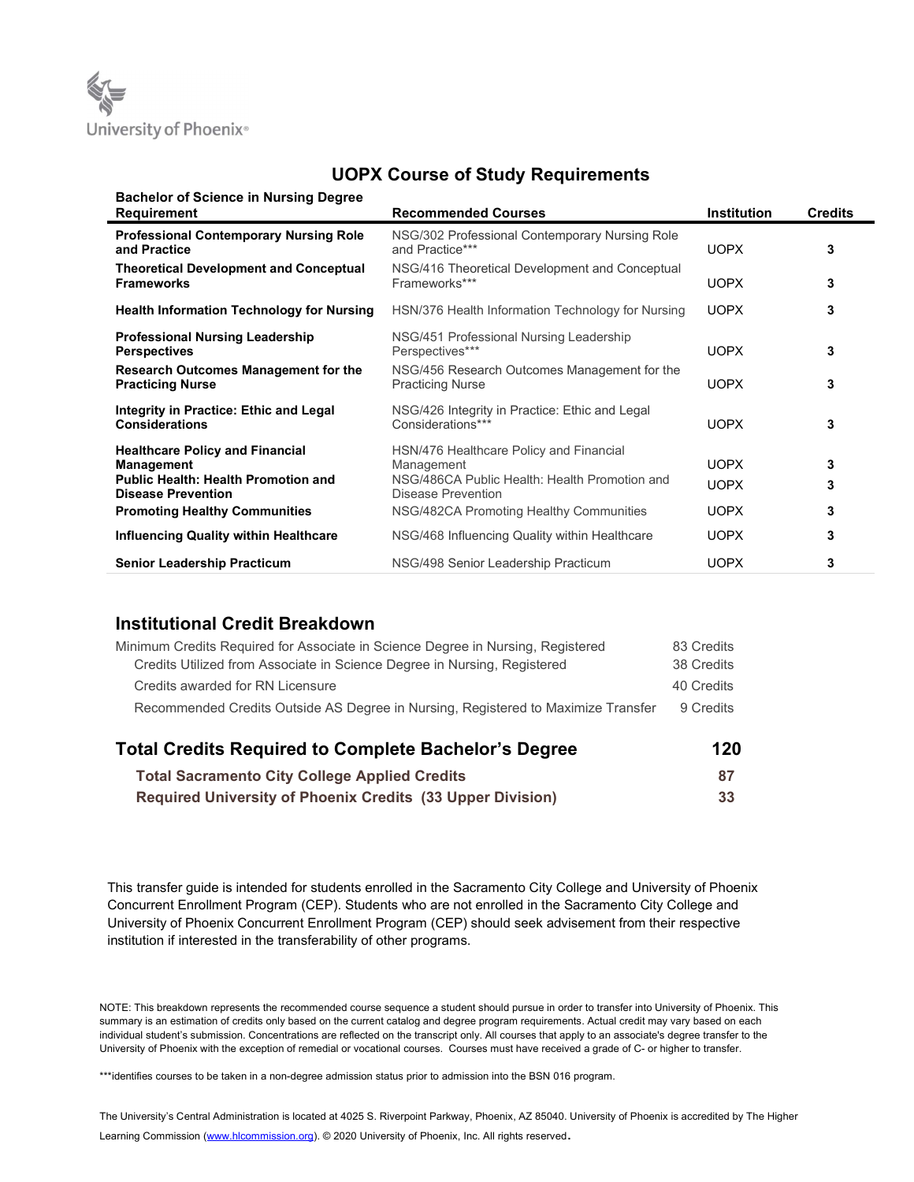University of Phoenix®

## UOPX Course of Study Requirements

| Bachelor of Science in Nursing Degree Requirement | Recommended Courses | Institution | Credits |
|---|---|---|---|
| **Professional Contemporary Nursing Role and Practice** | NSG/302 Professional Contemporary Nursing Role and Practice*** | UOPX | 3 |
| **Theoretical Development and Conceptual Frameworks** | NSG/416 Theoretical Development and Conceptual Frameworks*** | UOPX | 3 |
| **Health Information Technology for Nursing** | HSN/376 Health Information Technology for Nursing | UOPX | 3 |
| **Professional Nursing Leadership Perspectives** | NSG/451 Professional Nursing Leadership Perspectives*** | UOPX | 3 |
| **Research Outcomes Management for the Practicing Nurse** | NSG/456 Research Outcomes Management for the Practicing Nurse | UOPX | 3 |
| **Integrity in Practice: Ethic and Legal Considerations** | NSG/426 Integrity in Practice: Ethic and Legal Considerations*** | UOPX | 3 |
| **Healthcare Policy and Financial Management** | HSN/476 Healthcare Policy and Financial Management | UOPX | 3 |
| **Public Health: Health Promotion and Disease Prevention** | NSG/486CA Public Health: Health Promotion and Disease Prevention | UOPX | 3 |
| **Promoting Healthy Communities** | NSG/482CA Promoting Healthy Communities | UOPX | 3 |
| **Influencing Quality within Healthcare** | NSG/468 Influencing Quality within Healthcare | UOPX | 3 |
| **Senior Leadership Practicum** | NSG/498 Senior Leadership Practicum | UOPX | 3 |

### Institutional Credit Breakdown

| | |
|---|---|
| Minimum Credits Required for Associate in Science Degree in Nursing, Registered | 83 Credits |
| Credits Utilized from Associate in Science Degree in Nursing, Registered | 38 Credits |
| Credits awarded for RN Licensure | 40 Credits |
| Recommended Credits Outside AS Degree in Nursing, Registered to Maximize Transfer | 9 Credits |
| **Total Credits Required to Complete Bachelor's Degree** | **120** |
| **Total Sacramento City College Applied Credits** | **87** |
| **Required University of Phoenix Credits (33 Upper Division)** | **33** |

This transfer guide is intended for students enrolled in the Sacramento City College and University of Phoenix Concurrent Enrollment Program (CEP). Students who are not enrolled in the Sacramento City College and University of Phoenix Concurrent Enrollment Program (CEP) should seek advisement from their respective institution if interested in the transferability of other programs.

NOTE: This breakdown represents the recommended course sequence a student should pursue in order to transfer into University of Phoenix. This summary is an estimation of credits only based on the current catalog and degree program requirements. Actual credit may vary based on each individual student's submission. Concentrations are reflected on the transcript only. All courses that apply to an associate's degree transfer to the University of Phoenix with the exception of remedial or vocational courses. Courses must have received a grade of C- or higher to transfer.

***identifies courses to be taken in a non-degree admission status prior to admission into the BSN 016 program.

The University's Central Administration is located at 4025 S. Riverpoint Parkway, Phoenix, AZ 85040. University of Phoenix is accredited by The Higher Learning Commission (www.hlcommission.org). © 2020 University of Phoenix, Inc. All rights reserved.